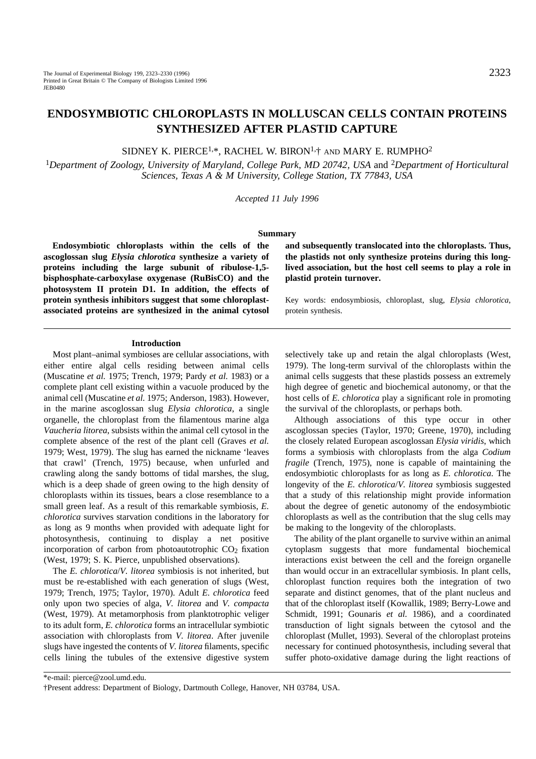# ENDOSYMBIOTIC CHLOROPLASTS IN MOLLUSCAN CELLS CONTAIN PROTEINS SYNTHESIZED AFTER PLASTID CAPTURE

SIDNEY K. PIERCE[1,*], RACHEL W. BIRON[1,†] AND MARY E. RUMPHO[2]

[1]*Department of Zoology, University of Maryland, College Park, MD 20742, USA* and [2]*Department of Horticultural Sciences, Texas A & M University, College Station, TX 77843, USA*

*Accepted 11 July 1996*

## Summary

**Endosymbiotic chloroplasts within the cells of the ascoglossan slug *Elysia chlorotica* synthesize a variety of proteins including the large subunit of ribulose-1,5-bisphosphate-carboxylase oxygenase (RuBisCO) and the photosystem II protein D1. In addition, the effects of protein synthesis inhibitors suggest that some chloroplast-associated proteins are synthesized in the animal cytosol and subsequently translocated into the chloroplasts. Thus, the plastids not only synthesize proteins during this long-lived association, but the host cell seems to play a role in plastid protein turnover.**

Key words: endosymbiosis, chloroplast, slug, *Elysia chlorotica*, protein synthesis.

## Introduction

Most plant–animal symbioses are cellular associations, with either entire algal cells residing between animal cells (Muscatine *et al.* 1975; Trench, 1979; Pardy *et al.* 1983) or a complete plant cell existing within a vacuole produced by the animal cell (Muscatine *et al.* 1975; Anderson, 1983). However, in the marine ascoglossan slug *Elysia chlorotica*, a single organelle, the chloroplast from the filamentous marine alga *Vaucheria litorea*, subsists within the animal cell cytosol in the complete absence of the rest of the plant cell (Graves *et al.* 1979; West, 1979). The slug has earned the nickname 'leaves that crawl' (Trench, 1975) because, when unfurled and crawling along the sandy bottoms of tidal marshes, the slug, which is a deep shade of green owing to the high density of chloroplasts within its tissues, bears a close resemblance to a small green leaf. As a result of this remarkable symbiosis, *E. chlorotica* survives starvation conditions in the laboratory for as long as 9 months when provided with adequate light for photosynthesis, continuing to display a net positive incorporation of carbon from photoautotrophic $CO_2$ fixation (West, 1979; S. K. Pierce, unpublished observations).

The *E. chlorotica*/*V. litorea* symbiosis is not inherited, but must be re-established with each generation of slugs (West, 1979; Trench, 1975; Taylor, 1970). Adult *E. chlorotica* feed only upon two species of alga, *V. litorea* and *V. compacta* (West, 1979). At metamorphosis from planktotrophic veliger to its adult form, *E. chlorotica* forms an intracellular symbiotic association with chloroplasts from *V. litorea*. After juvenile slugs have ingested the contents of *V. litorea* filaments, specific cells lining the tubules of the extensive digestive system selectively take up and retain the algal chloroplasts (West, 1979). The long-term survival of the chloroplasts within the animal cells suggests that these plastids possess an extremely high degree of genetic and biochemical autonomy, or that the host cells of *E. chlorotica* play a significant role in promoting the survival of the chloroplasts, or perhaps both.

Although associations of this type occur in other ascoglossan species (Taylor, 1970; Greene, 1970), including the closely related European ascoglossan *Elysia viridis*, which forms a symbiosis with chloroplasts from the alga *Codium fragile* (Trench, 1975), none is capable of maintaining the endosymbiotic chloroplasts for as long as *E. chlorotica*. The longevity of the *E. chlorotica*/*V. litorea* symbiosis suggested that a study of this relationship might provide information about the degree of genetic autonomy of the endosymbiotic chloroplasts as well as the contribution that the slug cells may be making to the longevity of the chloroplasts.

The ability of the plant organelle to survive within an animal cytoplasm suggests that more fundamental biochemical interactions exist between the cell and the foreign organelle than would occur in an extracellular symbiosis. In plant cells, chloroplast function requires both the integration of two separate and distinct genomes, that of the plant nucleus and that of the chloroplast itself (Kowallik, 1989; Berry-Lowe and Schmidt, 1991; Gounaris *et al.* 1986), and a coordinated transduction of light signals between the cytosol and the chloroplast (Mullet, 1993). Several of the chloroplast proteins necessary for continued photosynthesis, including several that suffer photo-oxidative damage during the light reactions of

*e-mail: pierce@zool.umd.edu.

†Present address: Department of Biology, Dartmouth College, Hanover, NH 03784, USA.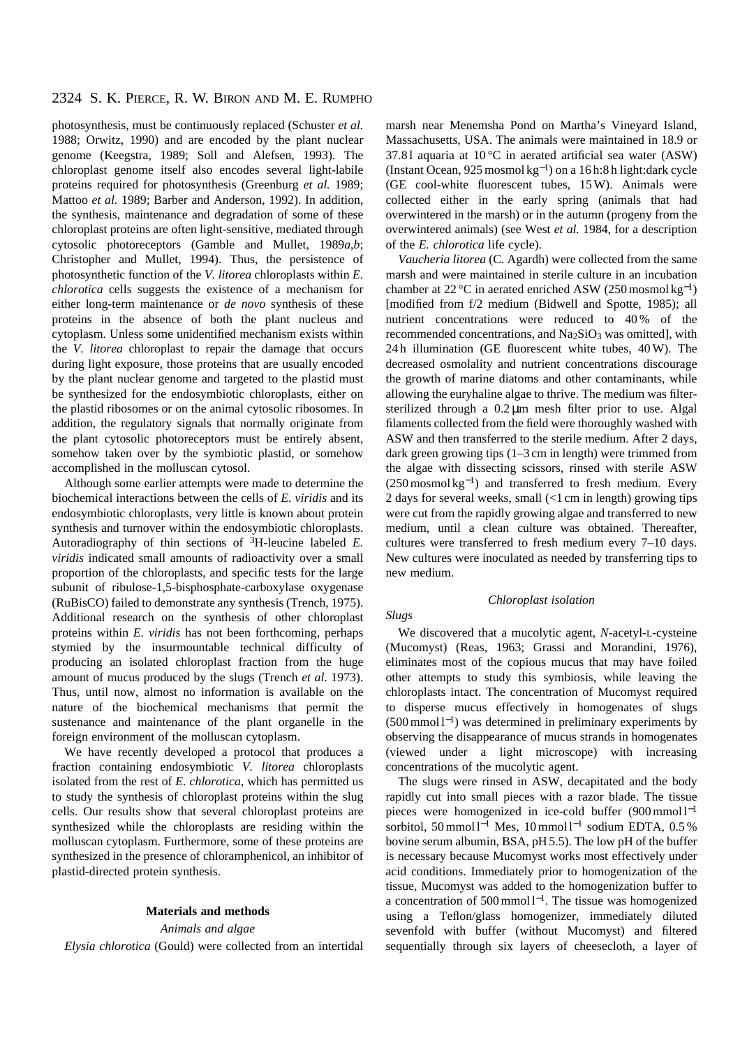photosynthesis, must be continuously replaced (Schuster *et al.* 1988; Orwitz, 1990) and are encoded by the plant nuclear genome (Keegstra, 1989; Soll and Alefsen, 1993). The chloroplast genome itself also encodes several light-labile proteins required for photosynthesis (Greenburg *et al.* 1989; Mattoo *et al.* 1989; Barber and Anderson, 1992). In addition, the synthesis, maintenance and degradation of some of these chloroplast proteins are often light-sensitive, mediated through cytosolic photoreceptors (Gamble and Mullet, 1989*a*,*b*; Christopher and Mullet, 1994). Thus, the persistence of photosynthetic function of the *V. litorea* chloroplasts within *E. chlorotica* cells suggests the existence of a mechanism for either long-term maintenance or *de novo* synthesis of these proteins in the absence of both the plant nucleus and cytoplasm. Unless some unidentified mechanism exists within the *V. litorea* chloroplast to repair the damage that occurs during light exposure, those proteins that are usually encoded by the plant nuclear genome and targeted to the plastid must be synthesized for the endosymbiotic chloroplasts, either on the plastid ribosomes or on the animal cytosolic ribosomes. In addition, the regulatory signals that normally originate from the plant cytosolic photoreceptors must be entirely absent, somehow taken over by the symbiotic plastid, or somehow accomplished in the molluscan cytosol.

Although some earlier attempts were made to determine the biochemical interactions between the cells of *E. viridis* and its endosymbiotic chloroplasts, very little is known about protein synthesis and turnover within the endosymbiotic chloroplasts. Autoradiography of thin sections of $^3$H-leucine labeled *E. viridis* indicated small amounts of radioactivity over a small proportion of the chloroplasts, and specific tests for the large subunit of ribulose-1,5-bisphosphate-carboxylase oxygenase (RuBisCO) failed to demonstrate any synthesis (Trench, 1975). Additional research on the synthesis of other chloroplast proteins within *E. viridis* has not been forthcoming, perhaps stymied by the insurmountable technical difficulty of producing an isolated chloroplast fraction from the huge amount of mucus produced by the slugs (Trench *et al.* 1973). Thus, until now, almost no information is available on the nature of the biochemical mechanisms that permit the sustenance and maintenance of the plant organelle in the foreign environment of the molluscan cytoplasm.

We have recently developed a protocol that produces a fraction containing endosymbiotic *V. litorea* chloroplasts isolated from the rest of *E. chlorotica*, which has permitted us to study the synthesis of chloroplast proteins within the slug cells. Our results show that several chloroplast proteins are synthesized while the chloroplasts are residing within the molluscan cytoplasm. Furthermore, some of these proteins are synthesized in the presence of chloramphenicol, an inhibitor of plastid-directed protein synthesis.

## Materials and methods

### *Animals and algae*

*Elysia chlorotica* (Gould) were collected from an intertidal marsh near Menemsha Pond on Martha's Vineyard Island, Massachusetts, USA. The animals were maintained in 18.9 or 37.8 l aquaria at 10 °C in aerated artificial sea water (ASW) (Instant Ocean, 925 mosmol kg$^{-1}$) on a 16 h:8 h light:dark cycle (GE cool-white fluorescent tubes, 15 W). Animals were collected either in the early spring (animals that had overwintered in the marsh) or in the autumn (progeny from the overwintered animals) (see West *et al.* 1984, for a description of the *E. chlorotica* life cycle).

*Vaucheria litorea* (C. Agardh) were collected from the same marsh and were maintained in sterile culture in an incubation chamber at 22 °C in aerated enriched ASW (250 mosmol kg$^{-1}$) [modified from f/2 medium (Bidwell and Spotte, 1985); all nutrient concentrations were reduced to 40 % of the recommended concentrations, and $Na_2SiO_3$ was omitted], with 24 h illumination (GE fluorescent white tubes, 40 W). The decreased osmolality and nutrient concentrations discourage the growth of marine diatoms and other contaminants, while allowing the euryhaline algae to thrive. The medium was filter-sterilized through a 0.2 μm mesh filter prior to use. Algal filaments collected from the field were thoroughly washed with ASW and then transferred to the sterile medium. After 2 days, dark green growing tips (1–3 cm in length) were trimmed from the algae with dissecting scissors, rinsed with sterile ASW (250 mosmol kg$^{-1}$) and transferred to fresh medium. Every 2 days for several weeks, small (<1 cm in length) growing tips were cut from the rapidly growing algae and transferred to new medium, until a clean culture was obtained. Thereafter, cultures were transferred to fresh medium every 7–10 days. New cultures were inoculated as needed by transferring tips to new medium.

### *Chloroplast isolation*

*Slugs*

We discovered that a mucolytic agent, *N*-acetyl-L-cysteine (Mucomyst) (Reas, 1963; Grassi and Morandini, 1976), eliminates most of the copious mucus that may have foiled other attempts to study this symbiosis, while leaving the chloroplasts intact. The concentration of Mucomyst required to disperse mucus effectively in homogenates of slugs (500 mmol l$^{-1}$) was determined in preliminary experiments by observing the disappearance of mucus strands in homogenates (viewed under a light microscope) with increasing concentrations of the mucolytic agent.

The slugs were rinsed in ASW, decapitated and the body rapidly cut into small pieces with a razor blade. The tissue pieces were homogenized in ice-cold buffer (900 mmol l$^{-1}$ sorbitol, 50 mmol l$^{-1}$ Mes, 10 mmol l$^{-1}$ sodium EDTA, 0.5 % bovine serum albumin, BSA, pH 5.5). The low pH of the buffer is necessary because Mucomyst works most effectively under acid conditions. Immediately prior to homogenization of the tissue, Mucomyst was added to the homogenization buffer to a concentration of 500 mmol l$^{-1}$. The tissue was homogenized using a Teflon/glass homogenizer, immediately diluted sevenfold with buffer (without Mucomyst) and filtered sequentially through six layers of cheesecloth, a layer of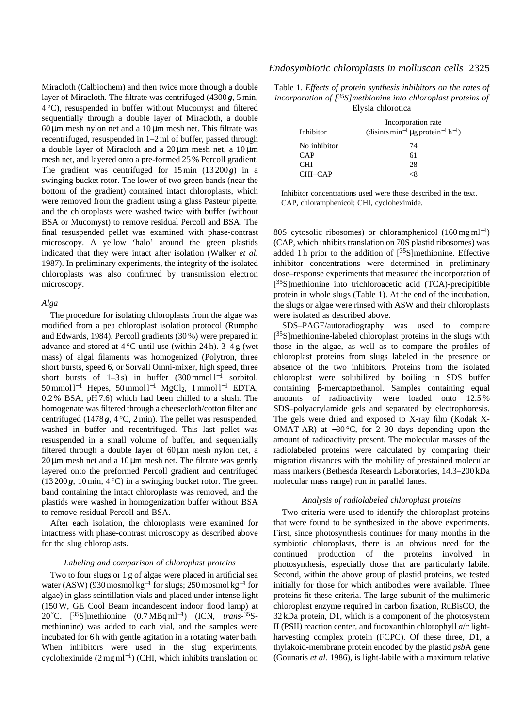Miracloth (Calbiochem) and then twice more through a double layer of Miracloth. The filtrate was centrifuged (4300 ***g***, 5 min, 4 °C), resuspended in buffer without Mucomyst and filtered sequentially through a double layer of Miracloth, a double 60 µm mesh nylon net and a 10 µm mesh net. This filtrate was recentrifuged, resuspended in 1–2 ml of buffer, passed through a double layer of Miracloth and a 20 µm mesh net, a 10 µm mesh net, and layered onto a pre-formed 25 % Percoll gradient. The gradient was centrifuged for 15 min (13 200 ***g***) in a swinging bucket rotor. The lower of two green bands (near the bottom of the gradient) contained intact chloroplasts, which were removed from the gradient using a glass Pasteur pipette, and the chloroplasts were washed twice with buffer (without BSA or Mucomyst) to remove residual Percoll and BSA. The final resuspended pellet was examined with phase-contrast microscopy. A yellow 'halo' around the green plastids indicated that they were intact after isolation (Walker *et al.* 1987). In preliminary experiments, the integrity of the isolated chloroplasts was also confirmed by transmission electron microscopy.

### *Alga*

The procedure for isolating chloroplasts from the algae was modified from a pea chloroplast isolation protocol (Rumpho and Edwards, 1984). Percoll gradients (30 %) were prepared in advance and stored at 4 °C until use (within 24 h). 3–4 g (wet mass) of algal filaments was homogenized (Polytron, three short bursts, speed 6, or Sorvall Omni-mixer, high speed, three short bursts of 1–3 s) in buffer (300 mmol $l^{-1}$ sorbitol, 50 mmol $l^{-1}$ Hepes, 50 mmol $l^{-1}$ $MgCl_2$, 1 mmol $l^{-1}$ EDTA, 0.2 % BSA, pH 7.6) which had been chilled to a slush. The homogenate was filtered through a cheesecloth/cotton filter and centrifuged (1478 ***g***, 4 °C, 2 min). The pellet was resuspended, washed in buffer and recentrifuged. This last pellet was resuspended in a small volume of buffer, and sequentially filtered through a double layer of 60 µm mesh nylon net, a 20 µm mesh net and a 10 µm mesh net. The filtrate was gently layered onto the preformed Percoll gradient and centrifuged (13 200 ***g***, 10 min, 4 °C) in a swinging bucket rotor. The green band containing the intact chloroplasts was removed, and the plastids were washed in homogenization buffer without BSA to remove residual Percoll and BSA.

After each isolation, the chloroplasts were examined for intactness with phase-contrast microscopy as described above for the slug chloroplasts.

### *Labeling and comparison of chloroplast proteins*

Two to four slugs or 1 g of algae were placed in artificial sea water (ASW) (930 mosmol $kg^{-1}$ for slugs; 250 mosmol $kg^{-1}$ for algae) in glass scintillation vials and placed under intense light (150 W, GE Cool Beam incandescent indoor flood lamp) at 20 °C. [$^{35}$S]methionine (0.7 MBq $ml^{-1}$) (ICN, *trans*-$^{35}$S-methionine) was added to each vial, and the samples were incubated for 6 h with gentle agitation in a rotating water bath. When inhibitors were used in the slug experiments, cycloheximide (2 mg $ml^{-1}$) (CHI, which inhibits translation on 80S cytosolic ribosomes) or chloramphenicol (160 mg $ml^{-1}$) (CAP, which inhibits translation on 70S plastid ribosomes) was added 1 h prior to the addition of [$^{35}$S]methionine. Effective inhibitor concentrations were determined in preliminary dose–response experiments that measured the incorporation of [$^{35}$S]methionine into trichloroacetic acid (TCA)-precipitible protein in whole slugs (Table 1). At the end of the incubation, the slugs or algae were rinsed with ASW and their chloroplasts were isolated as described above.

Table 1. *Effects of protein synthesis inhibitors on the rates of incorporation of [$^{35}$S]methionine into chloroplast proteins of* Elysia chlorotica

| Inhibitor | Incorporation rate (disints $min^{-1}$ µg $protein^{-1}$ $h^{-1}$) |
|---|---|
| No inhibitor | 74 |
| CAP | 61 |
| CHI | 28 |
| CHI+CAP | <8 |

Inhibitor concentrations used were those described in the text.
CAP, chloramphenicol; CHI, cycloheximide.

SDS–PAGE/autoradiography was used to compare [$^{35}$S]methionine-labeled chloroplast proteins in the slugs with those in the algae, as well as to compare the profiles of chloroplast proteins from slugs labeled in the presence or absence of the two inhibitors. Proteins from the isolated chloroplast were solubilized by boiling in SDS buffer containing β-mercaptoethanol. Samples containing equal amounts of radioactivity were loaded onto 12.5 % SDS–polyacrylamide gels and separated by electrophoresis. The gels were dried and exposed to X-ray film (Kodak X-OMAT-AR) at −80 °C, for 2–30 days depending upon the amount of radioactivity present. The molecular masses of the radiolabeled proteins were calculated by comparing their migration distances with the mobility of prestained molecular mass markers (Bethesda Research Laboratories, 14.3–200 kDa molecular mass range) run in parallel lanes.

### *Analysis of radiolabeled chloroplast proteins*

Two criteria were used to identify the chloroplast proteins that were found to be synthesized in the above experiments. First, since photosynthesis continues for many months in the symbiotic chloroplasts, there is an obvious need for the continued production of the proteins involved in photosynthesis, especially those that are particularly labile. Second, within the above group of plastid proteins, we tested initially for those for which antibodies were available. Three proteins fit these criteria. The large subunit of the multimeric chloroplast enzyme required in carbon fixation, RuBisCO, the 32 kDa protein, D1, which is a component of the photosystem II (PSII) reaction center, and fucoxanthin chlorophyll *a*/*c* light-harvesting complex protein (FCPC). Of these three, D1, a thylakoid-membrane protein encoded by the plastid *psb*A gene (Gounaris *et al.* 1986), is light-labile with a maximum relative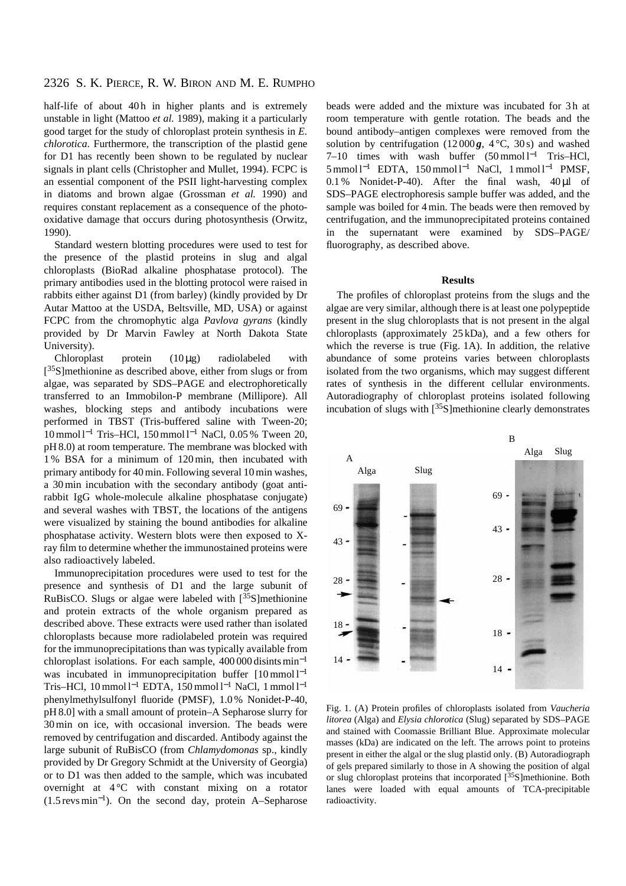half-life of about 40 h in higher plants and is extremely unstable in light (Mattoo *et al.* 1989), making it a particularly good target for the study of chloroplast protein synthesis in *E. chlorotica*. Furthermore, the transcription of the plastid gene for D1 has recently been shown to be regulated by nuclear signals in plant cells (Christopher and Mullet, 1994). FCPC is an essential component of the PSII light-harvesting complex in diatoms and brown algae (Grossman *et al.* 1990) and requires constant replacement as a consequence of the photo-oxidative damage that occurs during photosynthesis (Orwitz, 1990).

Standard western blotting procedures were used to test for the presence of the plastid proteins in slug and algal chloroplasts (BioRad alkaline phosphatase protocol). The primary antibodies used in the blotting protocol were raised in rabbits either against D1 (from barley) (kindly provided by Dr Autar Mattoo at the USDA, Beltsville, MD, USA) or against FCPC from the chromophytic alga *Pavlova gyrans* (kindly provided by Dr Marvin Fawley at North Dakota State University).

Chloroplast protein (10 μg) radiolabeled with [$^{35}$S]methionine as described above, either from slugs or from algae, was separated by SDS–PAGE and electrophoretically transferred to an Immobilon-P membrane (Millipore). All washes, blocking steps and antibody incubations were performed in TBST (Tris-buffered saline with Tween-20; 10 mmol l$^{-1}$ Tris–HCl, 150 mmol l$^{-1}$ NaCl, 0.05 % Tween 20, pH 8.0) at room temperature. The membrane was blocked with 1 % BSA for a minimum of 120 min, then incubated with primary antibody for 40 min. Following several 10 min washes, a 30 min incubation with the secondary antibody (goat anti-rabbit IgG whole-molecule alkaline phosphatase conjugate) and several washes with TBST, the locations of the antigens were visualized by staining the bound antibodies for alkaline phosphatase activity. Western blots were then exposed to X-ray film to determine whether the immunostained proteins were also radioactively labeled.

Immunoprecipitation procedures were used to test for the presence and synthesis of D1 and the large subunit of RuBisCO. Slugs or algae were labeled with [$^{35}$S]methionine and protein extracts of the whole organism prepared as described above. These extracts were used rather than isolated chloroplasts because more radiolabeled protein was required for the immunoprecipitations than was typically available from chloroplast isolations. For each sample, 400 000 disints min$^{-1}$ was incubated in immunoprecipitation buffer [10 mmol l$^{-1}$ Tris–HCl, 10 mmol l$^{-1}$ EDTA, 150 mmol l$^{-1}$ NaCl, 1 mmol l$^{-1}$ phenylmethylsulfonyl fluoride (PMSF), 1.0 % Nonidet-P-40, pH 8.0] with a small amount of protein–A Sepharose slurry for 30 min on ice, with occasional inversion. The beads were removed by centrifugation and discarded. Antibody against the large subunit of RuBisCO (from *Chlamydomonas* sp., kindly provided by Dr Gregory Schmidt at the University of Georgia) or to D1 was then added to the sample, which was incubated overnight at 4 °C with constant mixing on a rotator (1.5 revs min$^{-1}$). On the second day, protein A–Sepharose beads were added and the mixture was incubated for 3 h at room temperature with gentle rotation. The beads and the bound antibody–antigen complexes were removed from the solution by centrifugation (12 000 ***g***, 4 °C, 30 s) and washed 7–10 times with wash buffer (50 mmol l$^{-1}$ Tris–HCl, 5 mmol l$^{-1}$ EDTA, 150 mmol l$^{-1}$ NaCl, 1 mmol l$^{-1}$ PMSF, 0.1 % Nonidet-P-40). After the final wash, 40 μl of SDS–PAGE electrophoresis sample buffer was added, and the sample was boiled for 4 min. The beads were then removed by centrifugation, and the immunoprecipitated proteins contained in the supernatant were examined by SDS–PAGE/fluorography, as described above.

## Results

The profiles of chloroplast proteins from the slugs and the algae are very similar, although there is at least one polypeptide present in the slug chloroplasts that is not present in the algal chloroplasts (approximately 25 kDa), and a few others for which the reverse is true (Fig. 1A). In addition, the relative abundance of some proteins varies between chloroplasts isolated from the two organisms, which may suggest different rates of synthesis in the different cellular environments. Autoradiography of chloroplast proteins isolated following incubation of slugs with [$^{35}$S]methionine clearly demonstrates

Fig. 1. (A) Protein profiles of chloroplasts isolated from *Vaucheria litorea* (Alga) and *Elysia chlorotica* (Slug) separated by SDS–PAGE and stained with Coomassie Brilliant Blue. Approximate molecular masses (kDa) are indicated on the left. The arrows point to proteins present in either the algal or the slug plastid only. (B) Autoradiograph of gels prepared similarly to those in A showing the position of algal or slug chloroplast proteins that incorporated [$^{35}$S]methionine. Both lanes were loaded with equal amounts of TCA-precipitable radioactivity.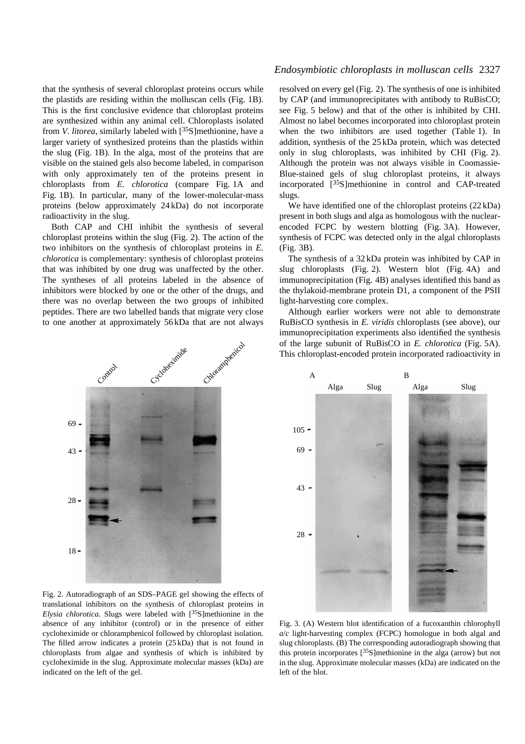that the synthesis of several chloroplast proteins occurs while the plastids are residing within the molluscan cells (Fig. 1B). This is the first conclusive evidence that chloroplast proteins are synthesized within any animal cell. Chloroplasts isolated from *V. litorea*, similarly labeled with [$^{35}$S]methionine, have a larger variety of synthesized proteins than the plastids within the slug (Fig. 1B). In the alga, most of the proteins that are visible on the stained gels also become labeled, in comparison with only approximately ten of the proteins present in chloroplasts from *E. chlorotica* (compare Fig. 1A and Fig. 1B). In particular, many of the lower-molecular-mass proteins (below approximately 24 kDa) do not incorporate radioactivity in the slug.

Both CAP and CHI inhibit the synthesis of several chloroplast proteins within the slug (Fig. 2). The action of the two inhibitors on the synthesis of chloroplast proteins in *E. chlorotica* is complementary: synthesis of chloroplast proteins that was inhibited by one drug was unaffected by the other. The syntheses of all proteins labeled in the absence of inhibitors were blocked by one or the other of the drugs, and there was no overlap between the two groups of inhibited peptides. There are two labelled bands that migrate very close to one another at approximately 56 kDa that are not always resolved on every gel (Fig. 2). The synthesis of one is inhibited by CAP (and immunoprecipitates with antibody to RuBisCO; see Fig. 5 below) and that of the other is inhibited by CHI. Almost no label becomes incorporated into chloroplast protein when the two inhibitors are used together (Table 1). In addition, synthesis of the 25 kDa protein, which was detected only in slug chloroplasts, was inhibited by CHI (Fig. 2). Although the protein was not always visible in Coomassie-Blue-stained gels of slug chloroplast proteins, it always incorporated [$^{35}$S]methionine in control and CAP-treated slugs.

Fig. 2. Autoradiograph of an SDS–PAGE gel showing the effects of translational inhibitors on the synthesis of chloroplast proteins in *Elysia chlorotica*. Slugs were labeled with [$^{35}$S]methionine in the absence of any inhibitor (control) or in the presence of either cycloheximide or chloramphenicol followed by chloroplast isolation. The filled arrow indicates a protein (25 kDa) that is not found in chloroplasts from algae and synthesis of which is inhibited by cycloheximide in the slug. Approximate molecular masses (kDa) are indicated on the left of the gel.

We have identified one of the chloroplast proteins (22 kDa) present in both slugs and alga as homologous with the nuclear-encoded FCPC by western blotting (Fig. 3A). However, synthesis of FCPC was detected only in the algal chloroplasts (Fig. 3B).

The synthesis of a 32 kDa protein was inhibited by CAP in slug chloroplasts (Fig. 2). Western blot (Fig. 4A) and immunoprecipitation (Fig. 4B) analyses identified this band as the thylakoid-membrane protein D1, a component of the PSII light-harvesting core complex.

Although earlier workers were not able to demonstrate RuBisCO synthesis in *E. viridis* chloroplasts (see above), our immunoprecipitation experiments also identified the synthesis of the large subunit of RuBisCO in *E. chlorotica* (Fig. 5A). This chloroplast-encoded protein incorporated radioactivity in

Fig. 3. (A) Western blot identification of a fucoxanthin chlorophyll *a*/*c* light-harvesting complex (FCPC) homologue in both algal and slug chloroplasts. (B) The corresponding autoradiograph showing that this protein incorporates [$^{35}$S]methionine in the alga (arrow) but not in the slug. Approximate molecular masses (kDa) are indicated on the left of the blot.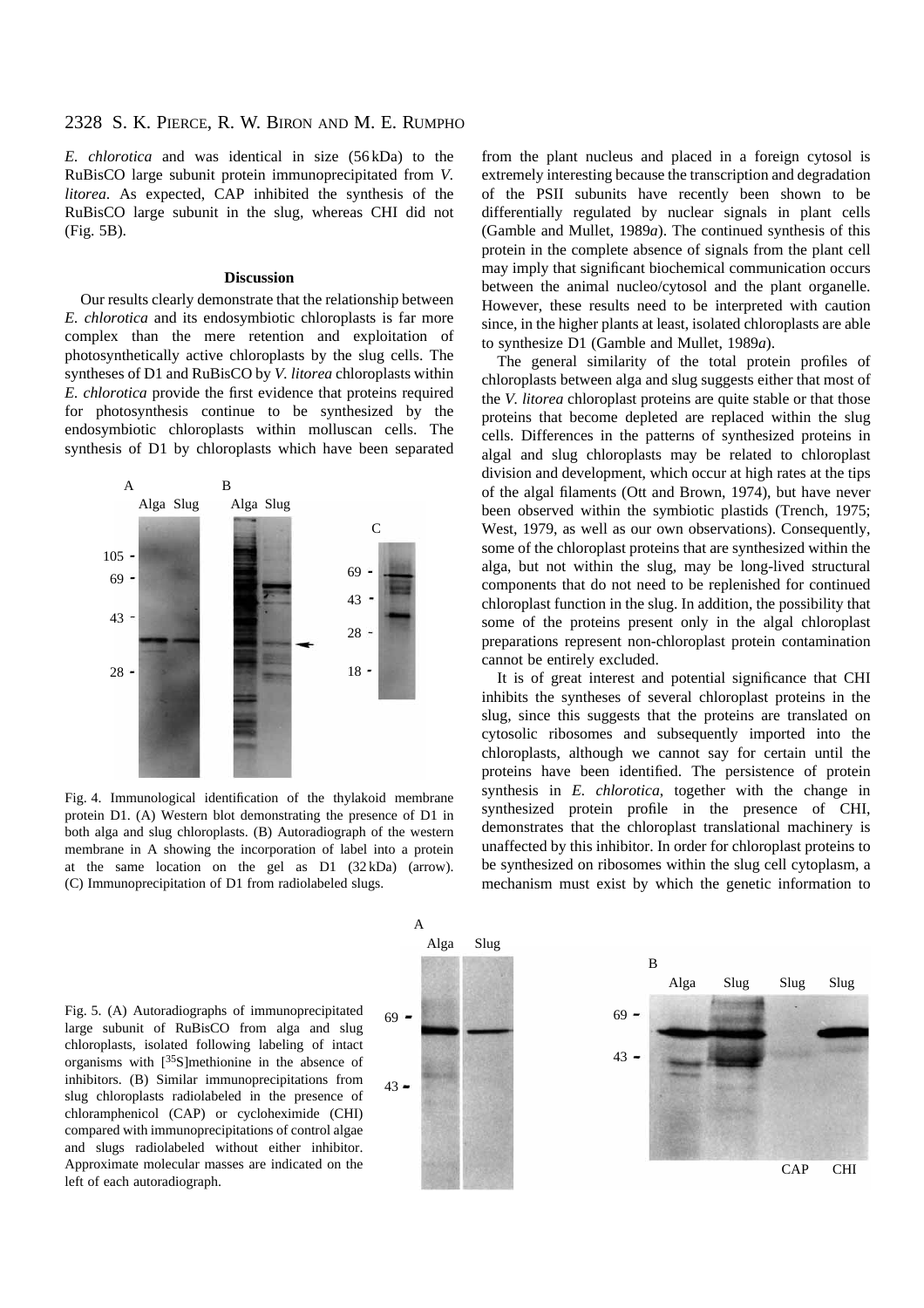*E. chlorotica* and was identical in size (56 kDa) to the RuBisCO large subunit protein immunoprecipitated from *V. litorea*. As expected, CAP inhibited the synthesis of the RuBisCO large subunit in the slug, whereas CHI did not (Fig. 5B).

## Discussion

Our results clearly demonstrate that the relationship between *E. chlorotica* and its endosymbiotic chloroplasts is far more complex than the mere retention and exploitation of photosynthetically active chloroplasts by the slug cells. The syntheses of D1 and RuBisCO by *V. litorea* chloroplasts within *E. chlorotica* provide the first evidence that proteins required for photosynthesis continue to be synthesized by the endosymbiotic chloroplasts within molluscan cells. The synthesis of D1 by chloroplasts which have been separated from the plant nucleus and placed in a foreign cytosol is extremely interesting because the transcription and degradation of the PSII subunits have recently been shown to be differentially regulated by nuclear signals in plant cells (Gamble and Mullet, 1989*a*). The continued synthesis of this protein in the complete absence of signals from the plant cell may imply that significant biochemical communication occurs between the animal nucleo/cytosol and the plant organelle. However, these results need to be interpreted with caution since, in the higher plants at least, isolated chloroplasts are able to synthesize D1 (Gamble and Mullet, 1989*a*).

Fig. 4. Immunological identification of the thylakoid membrane protein D1. (A) Western blot demonstrating the presence of D1 in both alga and slug chloroplasts. (B) Autoradiograph of the western membrane in A showing the incorporation of label into a protein at the same location on the gel as D1 (32 kDa) (arrow). (C) Immunoprecipitation of D1 from radiolabeled slugs.

The general similarity of the total protein profiles of chloroplasts between alga and slug suggests either that most of the *V. litorea* chloroplast proteins are quite stable or that those proteins that become depleted are replaced within the slug cells. Differences in the patterns of synthesized proteins in algal and slug chloroplasts may be related to chloroplast division and development, which occur at high rates at the tips of the algal filaments (Ott and Brown, 1974), but have never been observed within the symbiotic plastids (Trench, 1975; West, 1979, as well as our own observations). Consequently, some of the chloroplast proteins that are synthesized within the alga, but not within the slug, may be long-lived structural components that do not need to be replenished for continued chloroplast function in the slug. In addition, the possibility that some of the proteins present only in the algal chloroplast preparations represent non-chloroplast protein contamination cannot be entirely excluded.

It is of great interest and potential significance that CHI inhibits the syntheses of several chloroplast proteins in the slug, since this suggests that the proteins are translated on cytosolic ribosomes and subsequently imported into the chloroplasts, although we cannot say for certain until the proteins have been identified. The persistence of protein synthesis in *E. chlorotica*, together with the change in synthesized protein profile in the presence of CHI, demonstrates that the chloroplast translational machinery is unaffected by this inhibitor. In order for chloroplast proteins to be synthesized on ribosomes within the slug cell cytoplasm, a mechanism must exist by which the genetic information to

Fig. 5. (A) Autoradiographs of immunoprecipitated large subunit of RuBisCO from alga and slug chloroplasts, isolated following labeling of intact organisms with [$^{35}$S]methionine in the absence of inhibitors. (B) Similar immunoprecipitations from slug chloroplasts radiolabeled in the presence of chloramphenicol (CAP) or cycloheximide (CHI) compared with immunoprecipitations of control algae and slugs radiolabeled without either inhibitor. Approximate molecular masses are indicated on the left of each autoradiograph.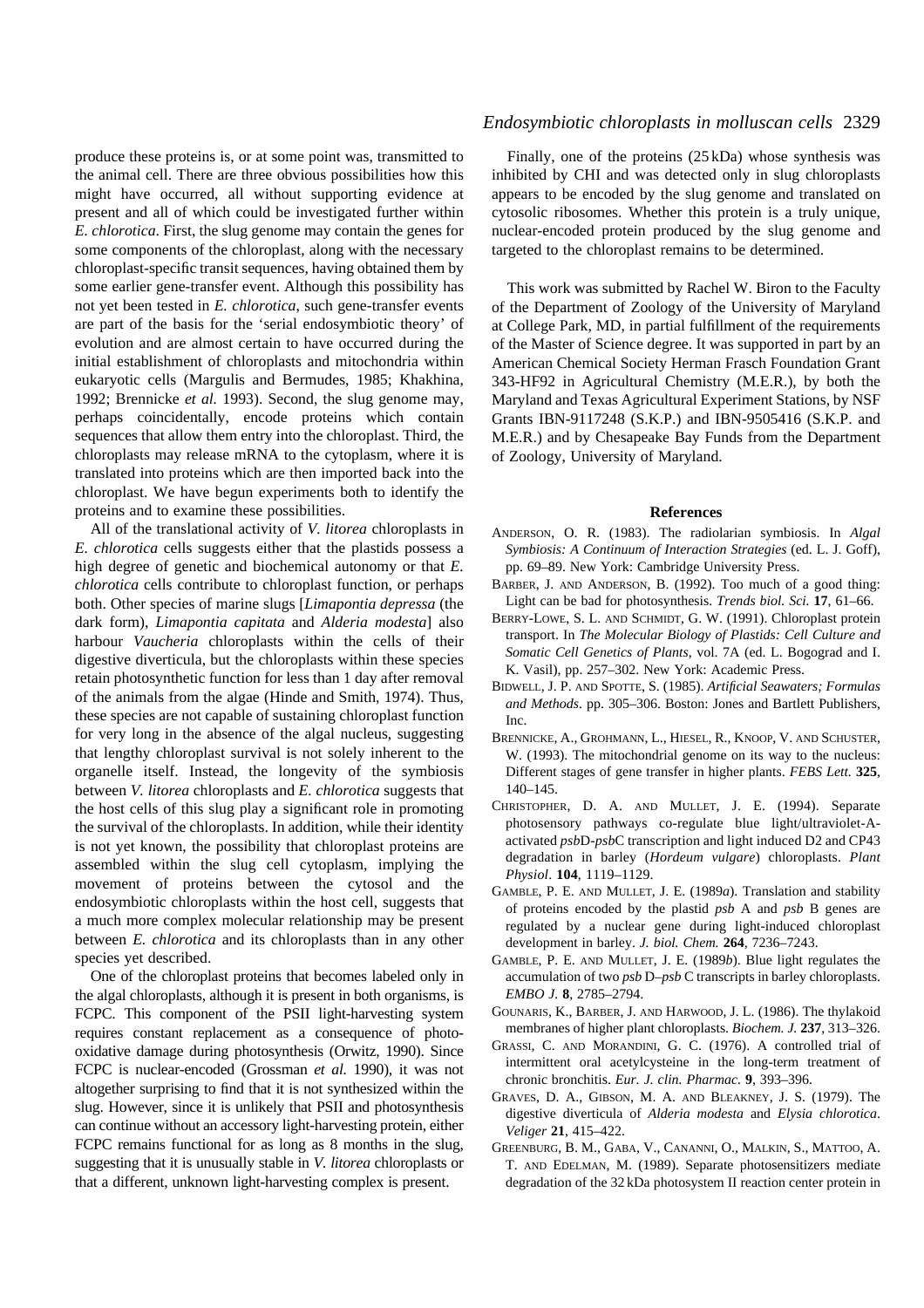produce these proteins is, or at some point was, transmitted to the animal cell. There are three obvious possibilities how this might have occurred, all without supporting evidence at present and all of which could be investigated further within *E. chlorotica*. First, the slug genome may contain the genes for some components of the chloroplast, along with the necessary chloroplast-specific transit sequences, having obtained them by some earlier gene-transfer event. Although this possibility has not yet been tested in *E. chlorotica*, such gene-transfer events are part of the basis for the 'serial endosymbiotic theory' of evolution and are almost certain to have occurred during the initial establishment of chloroplasts and mitochondria within eukaryotic cells (Margulis and Bermudes, 1985; Khakhina, 1992; Brennicke *et al.* 1993). Second, the slug genome may, perhaps coincidentally, encode proteins which contain sequences that allow them entry into the chloroplast. Third, the chloroplasts may release mRNA to the cytoplasm, where it is translated into proteins which are then imported back into the chloroplast. We have begun experiments both to identify the proteins and to examine these possibilities.

All of the translational activity of *V. litorea* chloroplasts in *E. chlorotica* cells suggests either that the plastids possess a high degree of genetic and biochemical autonomy or that *E. chlorotica* cells contribute to chloroplast function, or perhaps both. Other species of marine slugs [*Limapontia depressa* (the dark form), *Limapontia capitata* and *Alderia modesta*] also harbour *Vaucheria* chloroplasts within the cells of their digestive diverticula, but the chloroplasts within these species retain photosynthetic function for less than 1 day after removal of the animals from the algae (Hinde and Smith, 1974). Thus, these species are not capable of sustaining chloroplast function for very long in the absence of the algal nucleus, suggesting that lengthy chloroplast survival is not solely inherent to the organelle itself. Instead, the longevity of the symbiosis between *V. litorea* chloroplasts and *E. chlorotica* suggests that the host cells of this slug play a significant role in promoting the survival of the chloroplasts. In addition, while their identity is not yet known, the possibility that chloroplast proteins are assembled within the slug cell cytoplasm, implying the movement of proteins between the cytosol and the endosymbiotic chloroplasts within the host cell, suggests that a much more complex molecular relationship may be present between *E. chlorotica* and its chloroplasts than in any other species yet described.

One of the chloroplast proteins that becomes labeled only in the algal chloroplasts, although it is present in both organisms, is FCPC. This component of the PSII light-harvesting system requires constant replacement as a consequence of photo-oxidative damage during photosynthesis (Orwitz, 1990). Since FCPC is nuclear-encoded (Grossman *et al.* 1990), it was not altogether surprising to find that it is not synthesized within the slug. However, since it is unlikely that PSII and photosynthesis can continue without an accessory light-harvesting protein, either FCPC remains functional for as long as 8 months in the slug, suggesting that it is unusually stable in *V. litorea* chloroplasts or that a different, unknown light-harvesting complex is present.

Finally, one of the proteins (25 kDa) whose synthesis was inhibited by CHI and was detected only in slug chloroplasts appears to be encoded by the slug genome and translated on cytosolic ribosomes. Whether this protein is a truly unique, nuclear-encoded protein produced by the slug genome and targeted to the chloroplast remains to be determined.

This work was submitted by Rachel W. Biron to the Faculty of the Department of Zoology of the University of Maryland at College Park, MD, in partial fulfillment of the requirements of the Master of Science degree. It was supported in part by an American Chemical Society Herman Frasch Foundation Grant 343-HF92 in Agricultural Chemistry (M.E.R.), by both the Maryland and Texas Agricultural Experiment Stations, by NSF Grants IBN-9117248 (S.K.P.) and IBN-9505416 (S.K.P. and M.E.R.) and by Chesapeake Bay Funds from the Department of Zoology, University of Maryland.

## References

Anderson, O. R. (1983). The radiolarian symbiosis. In *Algal Symbiosis: A Continuum of Interaction Strategies* (ed. L. J. Goff), pp. 69–89. New York: Cambridge University Press.

Barber, J. and Anderson, B. (1992). Too much of a good thing: Light can be bad for photosynthesis. *Trends biol. Sci.* **17**, 61–66.

Berry-Lowe, S. L. and Schmidt, G. W. (1991). Chloroplast protein transport. In *The Molecular Biology of Plastids: Cell Culture and Somatic Cell Genetics of Plants*, vol. 7A (ed. L. Bogograd and I. K. Vasil), pp. 257–302. New York: Academic Press.

Bidwell, J. P. and Spotte, S. (1985). *Artificial Seawaters; Formulas and Methods*. pp. 305–306. Boston: Jones and Bartlett Publishers, Inc.

Brennicke, A., Grohmann, L., Hiesel, R., Knoop, V. and Schuster, W. (1993). The mitochondrial genome on its way to the nucleus: Different stages of gene transfer in higher plants. *FEBS Lett.* **325**, 140–145.

Christopher, D. A. and Mullet, J. E. (1994). Separate photosensory pathways co-regulate blue light/ultraviolet-A-activated *psb*D-*psb*C transcription and light induced D2 and CP43 degradation in barley (*Hordeum vulgare*) chloroplasts. *Plant Physiol*. **104**, 1119–1129.

Gamble, P. E. and Mullet, J. E. (1989*a*). Translation and stability of proteins encoded by the plastid *psb* A and *psb* B genes are regulated by a nuclear gene during light-induced chloroplast development in barley. *J. biol. Chem.* **264**, 7236–7243.

Gamble, P. E. and Mullet, J. E. (1989*b*). Blue light regulates the accumulation of two *psb* D–*psb* C transcripts in barley chloroplasts. *EMBO J.* **8**, 2785–2794.

Gounaris, K., Barber, J. and Harwood, J. L. (1986). The thylakoid membranes of higher plant chloroplasts. *Biochem. J.* **237**, 313–326.

Grassi, C. and Morandini, G. C. (1976). A controlled trial of intermittent oral acetylcysteine in the long-term treatment of chronic bronchitis. *Eur. J. clin. Pharmac.* **9**, 393–396.

Graves, D. A., Gibson, M. A. and Bleakney, J. S. (1979). The digestive diverticula of *Alderia modesta* and *Elysia chlorotica*. *Veliger* **21**, 415–422.

Greenburg, B. M., Gaba, V., Cananni, O., Malkin, S., Mattoo, A. T. and Edelman, M. (1989). Separate photosensitizers mediate degradation of the 32 kDa photosystem II reaction center protein in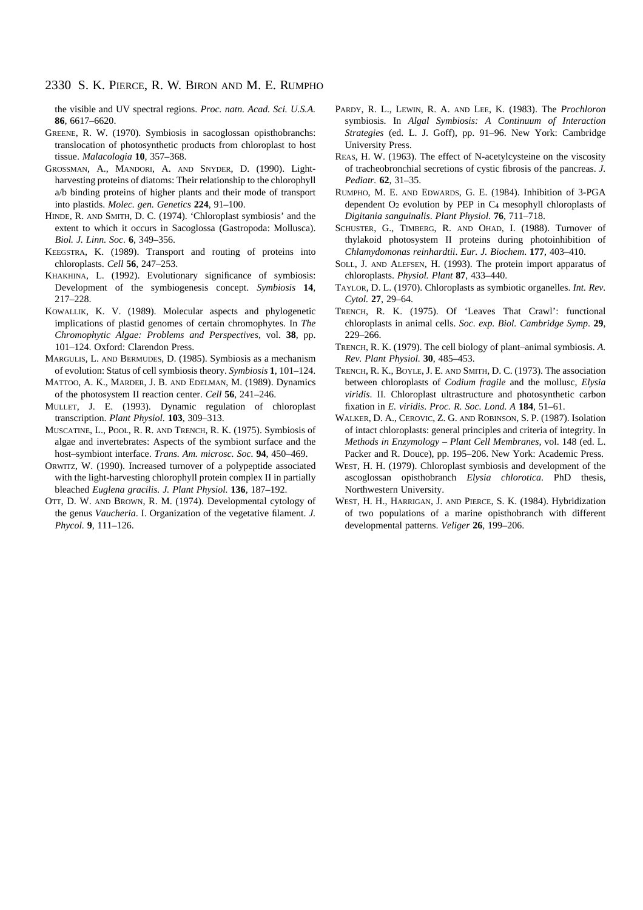the visible and UV spectral regions. *Proc. natn. Acad. Sci. U.S.A.* **86**, 6617–6620.

GREENE, R. W. (1970). Symbiosis in sacoglossan opisthobranchs: translocation of photosynthetic products from chloroplast to host tissue. *Malacologia* **10**, 357–368.

GROSSMAN, A., MANDORI, A. AND SNYDER, D. (1990). Light-harvesting proteins of diatoms: Their relationship to the chlorophyll a/b binding proteins of higher plants and their mode of transport into plastids. *Molec. gen. Genetics* **224**, 91–100.

HINDE, R. AND SMITH, D. C. (1974). 'Chloroplast symbiosis' and the extent to which it occurs in Sacoglossa (Gastropoda: Mollusca). *Biol. J. Linn. Soc.* **6**, 349–356.

KEEGSTRA, K. (1989). Transport and routing of proteins into chloroplasts. *Cell* **56**, 247–253.

KHAKHINA, L. (1992). Evolutionary significance of symbiosis: Development of the symbiogenesis concept. *Symbiosis* **14**, 217–228.

KOWALLIK, K. V. (1989). Molecular aspects and phylogenetic implications of plastid genomes of certain chromophytes. In *The Chromophytic Algae: Problems and Perspectives*, vol. **38**, pp. 101–124. Oxford: Clarendon Press.

MARGULIS, L. AND BERMUDES, D. (1985). Symbiosis as a mechanism of evolution: Status of cell symbiosis theory. *Symbiosis* **1**, 101–124.

MATTOO, A. K., MARDER, J. B. AND EDELMAN, M. (1989). Dynamics of the photosystem II reaction center. *Cell* **56**, 241–246.

MULLET, J. E. (1993). Dynamic regulation of chloroplast transcription. *Plant Physiol.* **103**, 309–313.

MUSCATINE, L., POOL, R. R. AND TRENCH, R. K. (1975). Symbiosis of algae and invertebrates: Aspects of the symbiont surface and the host–symbiont interface. *Trans. Am. microsc. Soc.* **94**, 450–469.

ORWITZ, W. (1990). Increased turnover of a polypeptide associated with the light-harvesting chlorophyll protein complex II in partially bleached *Euglena gracilis*. *J. Plant Physiol.* **136**, 187–192.

OTT, D. W. AND BROWN, R. M. (1974). Developmental cytology of the genus *Vaucheria*. I. Organization of the vegetative filament. *J. Phycol.* **9**, 111–126.

PARDY, R. L., LEWIN, R. A. AND LEE, K. (1983). The *Prochloron* symbiosis. In *Algal Symbiosis: A Continuum of Interaction Strategies* (ed. L. J. Goff), pp. 91–96. New York: Cambridge University Press.

REAS, H. W. (1963). The effect of N-acetylcysteine on the viscosity of tracheobronchial secretions of cystic fibrosis of the pancreas. *J. Pediatr.* **62**, 31–35.

RUMPHO, M. E. AND EDWARDS, G. E. (1984). Inhibition of 3-PGA dependent $O_2$ evolution by PEP in $C_4$ mesophyll chloroplasts of *Digitania sanguinalis*. *Plant Physiol.* **76**, 711–718.

SCHUSTER, G., TIMBERG, R. AND OHAD, I. (1988). Turnover of thylakoid photosystem II proteins during photoinhibition of *Chlamydomonas reinhardtii*. *Eur. J. Biochem.* **177**, 403–410.

SOLL, J. AND ALEFSEN, H. (1993). The protein import apparatus of chloroplasts. *Physiol. Plant* **87**, 433–440.

TAYLOR, D. L. (1970). Chloroplasts as symbiotic organelles. *Int. Rev. Cytol.* **27**, 29–64.

TRENCH, R. K. (1975). Of 'Leaves That Crawl': functional chloroplasts in animal cells. *Soc. exp. Biol. Cambridge Symp.* **29**, 229–266.

TRENCH, R. K. (1979). The cell biology of plant–animal symbiosis. *A. Rev. Plant Physiol.* **30**, 485–453.

TRENCH, R. K., BOYLE, J. E. AND SMITH, D. C. (1973). The association between chloroplasts of *Codium fragile* and the mollusc, *Elysia viridis*. II. Chloroplast ultrastructure and photosynthetic carbon fixation in *E. viridis*. *Proc. R. Soc. Lond. A* **184**, 51–61.

WALKER, D. A., CEROVIC, Z. G. AND ROBINSON, S. P. (1987). Isolation of intact chloroplasts: general principles and criteria of integrity. In *Methods in Enzymology – Plant Cell Membranes*, vol. 148 (ed. L. Packer and R. Douce), pp. 195–206. New York: Academic Press.

WEST, H. H. (1979). Chloroplast symbiosis and development of the ascoglossan opisthobranch *Elysia chlorotica*. PhD thesis, Northwestern University.

WEST, H. H., HARRIGAN, J. AND PIERCE, S. K. (1984). Hybridization of two populations of a marine opisthobranch with different developmental patterns. *Veliger* **26**, 199–206.